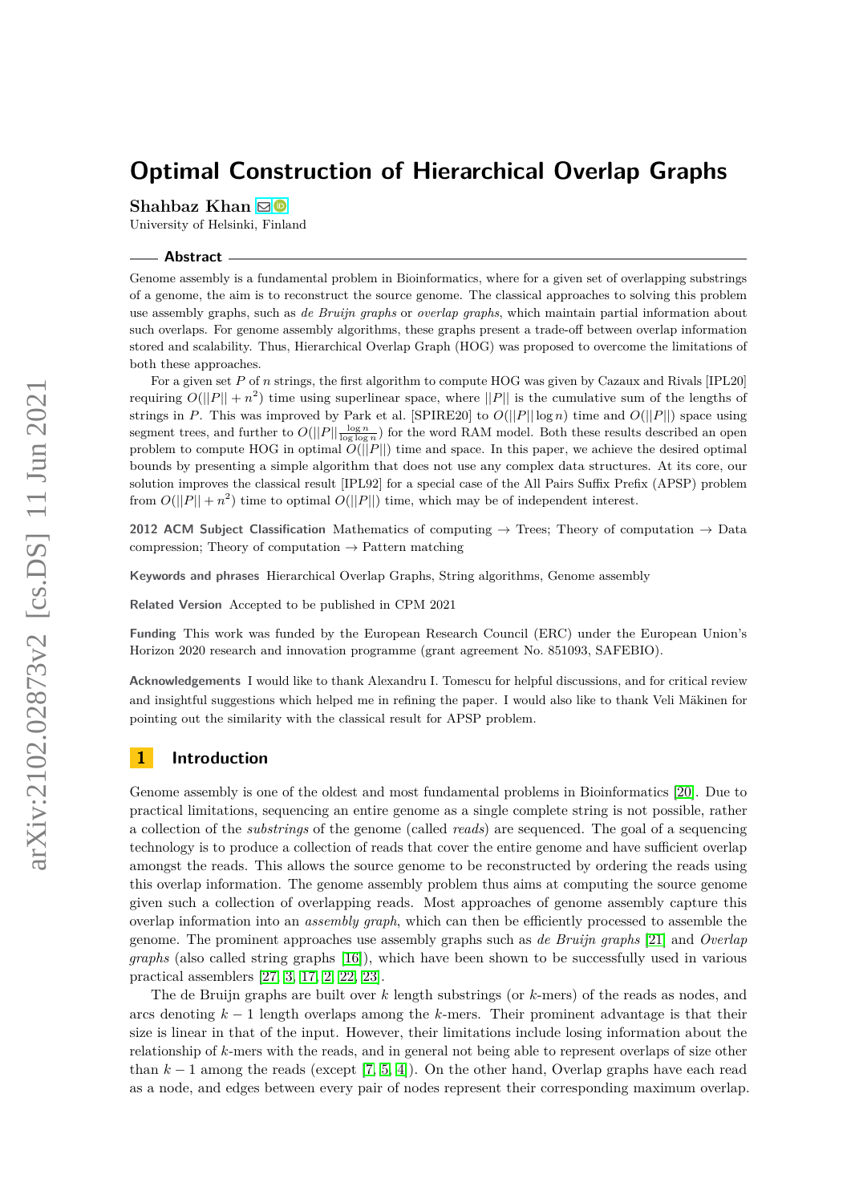# Optimal Construction of Hierarchical Overlap Graphs

**Shahbaz Khan**

University of Helsinki, Finland

## Abstract

Genome assembly is a fundamental problem in Bioinformatics, where for a given set of overlapping substrings of a genome, the aim is to reconstruct the source genome. The classical approaches to solving this problem use assembly graphs, such as *de Bruijn graphs* or *overlap graphs*, which maintain partial information about such overlaps. For genome assembly algorithms, these graphs present a trade-off between overlap information stored and scalability. Thus, Hierarchical Overlap Graph (HOG) was proposed to overcome the limitations of both these approaches.

For a given set $P$ of $n$ strings, the first algorithm to compute HOG was given by Cazaux and Rivals [IPL20] requiring $O(||P|| + n^2)$ time using superlinear space, where $||P||$ is the cumulative sum of the lengths of strings in $P$. This was improved by Park et al. [SPIRE20] to $O(||P|| \log n)$ time and $O(||P||)$ space using segment trees, and further to $O(||P|| \frac{\log n}{\log \log n})$ for the word RAM model. Both these results described an open problem to compute HOG in optimal $O(||P||)$ time and space. In this paper, we achieve the desired optimal bounds by presenting a simple algorithm that does not use any complex data structures. At its core, our solution improves the classical result [IPL92] for a special case of the All Pairs Suffix Prefix (APSP) problem from $O(||P|| + n^2)$ time to optimal $O(||P||)$ time, which may be of independent interest.

**2012 ACM Subject Classification** Mathematics of computing → Trees; Theory of computation → Data compression; Theory of computation → Pattern matching

**Keywords and phrases** Hierarchical Overlap Graphs, String algorithms, Genome assembly

**Related Version** Accepted to be published in CPM 2021

**Funding** This work was funded by the European Research Council (ERC) under the European Union's Horizon 2020 research and innovation programme (grant agreement No. 851093, SAFEBIO).

**Acknowledgements** I would like to thank Alexandru I. Tomescu for helpful discussions, and for critical review and insightful suggestions which helped me in refining the paper. I would also like to thank Veli Mäkinen for pointing out the similarity with the classical result for APSP problem.

## 1 Introduction

Genome assembly is one of the oldest and most fundamental problems in Bioinformatics [20]. Due to practical limitations, sequencing an entire genome as a single complete string is not possible, rather a collection of the *substrings* of the genome (called *reads*) are sequenced. The goal of a sequencing technology is to produce a collection of reads that cover the entire genome and have sufficient overlap amongst the reads. This allows the source genome to be reconstructed by ordering the reads using this overlap information. The genome assembly problem thus aims at computing the source genome given such a collection of overlapping reads. Most approaches of genome assembly capture this overlap information into an *assembly graph*, which can then be efficiently processed to assemble the genome. The prominent approaches use assembly graphs such as *de Bruijn graphs* [21] and *Overlap graphs* (also called string graphs [16]), which have been shown to be successfully used in various practical assemblers [27, 3, 17, 2, 22, 23].

The de Bruijn graphs are built over $k$ length substrings (or $k$-mers) of the reads as nodes, and arcs denoting $k-1$ length overlaps among the $k$-mers. Their prominent advantage is that their size is linear in that of the input. However, their limitations include losing information about the relationship of $k$-mers with the reads, and in general not being able to represent overlaps of size other than $k-1$ among the reads (except [7, 5, 4]). On the other hand, Overlap graphs have each read as a node, and edges between every pair of nodes represent their corresponding maximum overlap.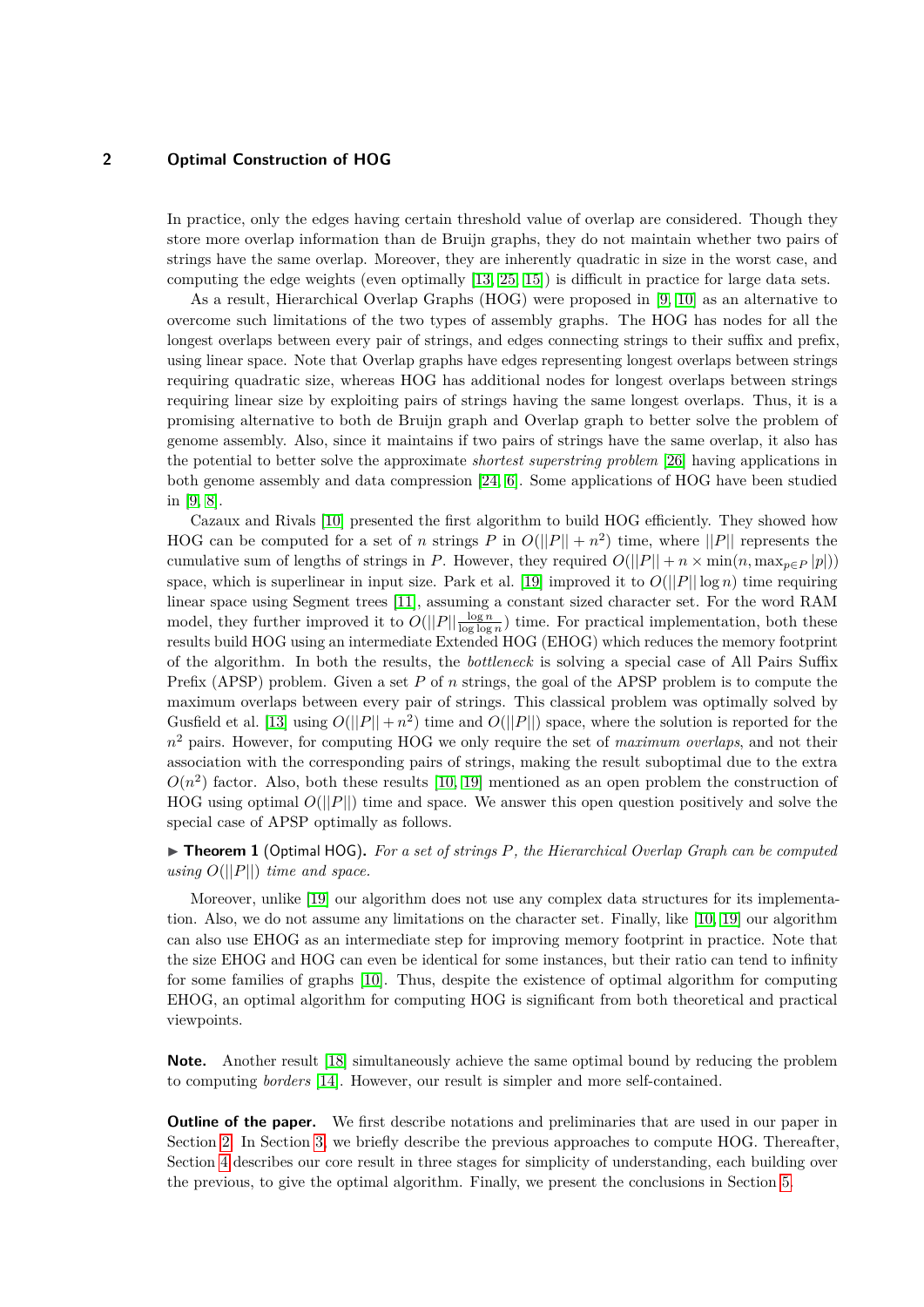In practice, only the edges having certain threshold value of overlap are considered. Though they store more overlap information than de Bruijn graphs, they do not maintain whether two pairs of strings have the same overlap. Moreover, they are inherently quadratic in size in the worst case, and computing the edge weights (even optimally [13, 25, 15]) is difficult in practice for large data sets.

As a result, Hierarchical Overlap Graphs (HOG) were proposed in [9, 10] as an alternative to overcome such limitations of the two types of assembly graphs. The HOG has nodes for all the longest overlaps between every pair of strings, and edges connecting strings to their suffix and prefix, using linear space. Note that Overlap graphs have edges representing longest overlaps between strings requiring quadratic size, whereas HOG has additional nodes for longest overlaps between strings requiring linear size by exploiting pairs of strings having the same longest overlaps. Thus, it is a promising alternative to both de Bruijn graph and Overlap graph to better solve the problem of genome assembly. Also, since it maintains if two pairs of strings have the same overlap, it also has the potential to better solve the approximate *shortest superstring problem* [26] having applications in both genome assembly and data compression [24, 6]. Some applications of HOG have been studied in [9, 8].

Cazaux and Rivals [10] presented the first algorithm to build HOG efficiently. They showed how HOG can be computed for a set of $n$ strings $P$ in $O(||P|| + n^2)$ time, where $||P||$ represents the cumulative sum of lengths of strings in $P$. However, they required $O(||P|| + n \times \min(n, \max_{p \in P} |p|))$ space, which is superlinear in input size. Park et al. [19] improved it to $O(||P|| \log n)$ time requiring linear space using Segment trees [11], assuming a constant sized character set. For the word RAM model, they further improved it to $O(||P|| \frac{\log n}{\log \log n})$ time. For practical implementation, both these results build HOG using an intermediate Extended HOG (EHOG) which reduces the memory footprint of the algorithm. In both the results, the *bottleneck* is solving a special case of All Pairs Suffix Prefix (APSP) problem. Given a set $P$ of $n$ strings, the goal of the APSP problem is to compute the maximum overlaps between every pair of strings. This classical problem was optimally solved by Gusfield et al. [13] using $O(||P|| + n^2)$ time and $O(||P||)$ space, where the solution is reported for the $n^2$ pairs. However, for computing HOG we only require the set of *maximum overlaps*, and not their association with the corresponding pairs of strings, making the result suboptimal due to the extra $O(n^2)$ factor. Also, both these results [10, 19] mentioned as an open problem the construction of HOG using optimal $O(||P||)$ time and space. We answer this open question positively and solve the special case of APSP optimally as follows.

▶ **Theorem 1** (Optimal HOG). *For a set of strings $P$, the Hierarchical Overlap Graph can be computed using $O(||P||)$ time and space.*

Moreover, unlike [19] our algorithm does not use any complex data structures for its implementation. Also, we do not assume any limitations on the character set. Finally, like [10, 19] our algorithm can also use EHOG as an intermediate step for improving memory footprint in practice. Note that the size EHOG and HOG can even be identical for some instances, but their ratio can tend to infinity for some families of graphs [10]. Thus, despite the existence of optimal algorithm for computing EHOG, an optimal algorithm for computing HOG is significant from both theoretical and practical viewpoints.

**Note.** Another result [18] simultaneously achieve the same optimal bound by reducing the problem to computing *borders* [14]. However, our result is simpler and more self-contained.

**Outline of the paper.** We first describe notations and preliminaries that are used in our paper in Section 2. In Section 3, we briefly describe the previous approaches to compute HOG. Thereafter, Section 4 describes our core result in three stages for simplicity of understanding, each building over the previous, to give the optimal algorithm. Finally, we present the conclusions in Section 5.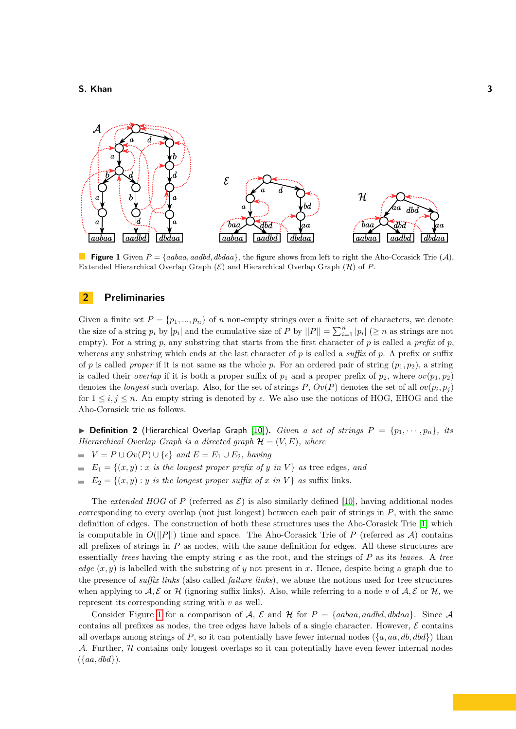**Figure 1** Given $P = \{aabaa, aadbd, dbdaa\}$, the figure shows from left to right the Aho-Corasick Trie ($\mathcal{A}$), Extended Hierarchical Overlap Graph ($\mathcal{E}$) and Hierarchical Overlap Graph ($\mathcal{H}$) of $P$.

## 2 Preliminaries

Given a finite set $P = \{p_1, ..., p_n\}$ of $n$ non-empty strings over a finite set of characters, we denote the size of a string $p_i$ by $|p_i|$ and the cumulative size of $P$ by $||P|| = \sum_{i=1}^{n} |p_i|$ ($\geq n$ as strings are not empty). For a string $p$, any substring that starts from the first character of $p$ is called a *prefix* of $p$, whereas any substring which ends at the last character of $p$ is called a *suffix* of $p$. A prefix or suffix of $p$ is called *proper* if it is not same as the whole $p$. For an ordered pair of string $(p_1, p_2)$, a string is called their *overlap* if it is both a proper suffix of $p_1$ and a proper prefix of $p_2$, where $ov(p_1, p_2)$ denotes the *longest* such overlap. Also, for the set of strings $P$, $Ov(P)$ denotes the set of all $ov(p_i, p_j)$ for $1 \leq i, j \leq n$. An empty string is denoted by $\epsilon$. We also use the notions of HOG, EHOG and the Aho-Corasick trie as follows.

▶ **Definition 2** (Hierarchical Overlap Graph [10]). *Given a set of strings $P = \{p_1, \cdots, p_n\}$, its Hierarchical Overlap Graph is a directed graph $\mathcal{H} = (V, E)$, where*

- $V = P \cup Ov(P) \cup \{\epsilon\}$ *and* $E = E_1 \cup E_2$, *having*
- $E_1 = \{(x, y) : x$ *is the longest proper prefix of* $y$ *in* $V\}$ *as* tree edges, *and*
- $E_2 = \{(x, y) : y$ *is the longest proper suffix of* $x$ *in* $V\}$ *as* suffix links.

The *extended HOG* of $P$ (referred as $\mathcal{E}$) is also similarly defined [10], having additional nodes corresponding to every overlap (not just longest) between each pair of strings in $P$, with the same definition of edges. The construction of both these structures uses the Aho-Corasick Trie [1] which is computable in $O(||P||)$ time and space. The Aho-Corasick Trie of $P$ (referred as $\mathcal{A}$) contains all prefixes of strings in $P$ as nodes, with the same definition for edges. All these structures are essentially *trees* having the empty string $\epsilon$ as the root, and the strings of $P$ as its *leaves*. A *tree edge* $(x, y)$ is labelled with the substring of $y$ not present in $x$. Hence, despite being a graph due to the presence of *suffix links* (also called *failure links*), we abuse the notions used for tree structures when applying to $\mathcal{A}, \mathcal{E}$ or $\mathcal{H}$ (ignoring suffix links). Also, while referring to a node $v$ of $\mathcal{A}, \mathcal{E}$ or $\mathcal{H}$, we represent its corresponding string with $v$ as well.

Consider Figure 1 for a comparison of $\mathcal{A}$, $\mathcal{E}$ and $\mathcal{H}$ for $P = \{aabaa, aadbd, dbdaa\}$. Since $\mathcal{A}$ contains all prefixes as nodes, the tree edges have labels of a single character. However, $\mathcal{E}$ contains all overlaps among strings of $P$, so it can potentially have fewer internal nodes ($\{a, aa, db, dbd\}$) than $\mathcal{A}$. Further, $\mathcal{H}$ contains only longest overlaps so it can potentially have even fewer internal nodes ($\{aa, dbd\}$).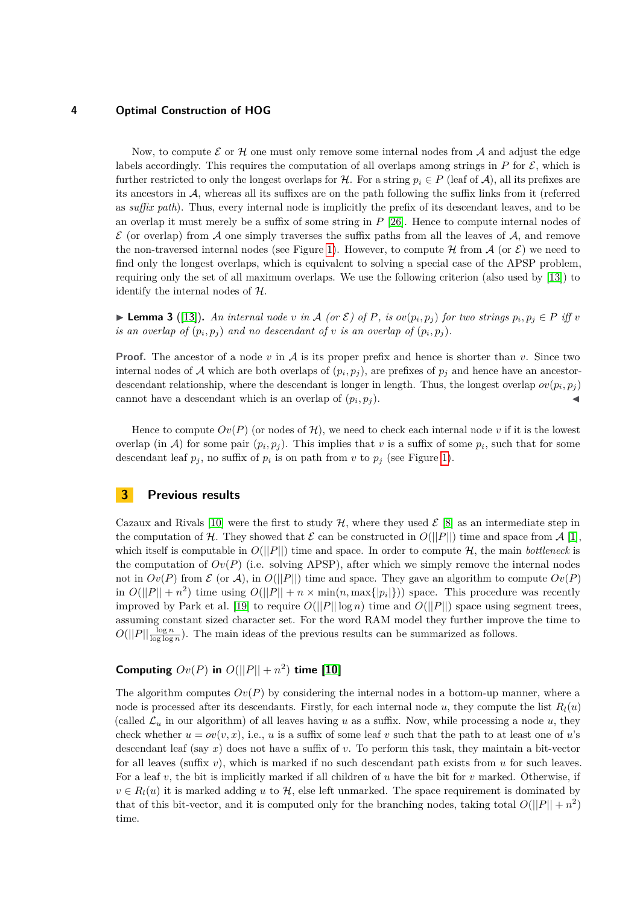Now, to compute $\mathcal{E}$ or $\mathcal{H}$ one must only remove some internal nodes from $\mathcal{A}$ and adjust the edge labels accordingly. This requires the computation of all overlaps among strings in $P$ for $\mathcal{E}$, which is further restricted to only the longest overlaps for $\mathcal{H}$. For a string $p_i \in P$ (leaf of $\mathcal{A}$), all its prefixes are its ancestors in $\mathcal{A}$, whereas all its suffixes are on the path following the suffix links from it (referred as *suffix path*). Thus, every internal node is implicitly the prefix of its descendant leaves, and to be an overlap it must merely be a suffix of some string in $P$ [26]. Hence to compute internal nodes of $\mathcal{E}$ (or overlap) from $\mathcal{A}$ one simply traverses the suffix paths from all the leaves of $\mathcal{A}$, and remove the non-traversed internal nodes (see Figure 1). However, to compute $\mathcal{H}$ from $\mathcal{A}$ (or $\mathcal{E}$) we need to find only the longest overlaps, which is equivalent to solving a special case of the APSP problem, requiring only the set of all maximum overlaps. We use the following criterion (also used by [13]) to identify the internal nodes of $\mathcal{H}$.

▶ **Lemma 3** ([13]). *An internal node $v$ in $\mathcal{A}$ (or $\mathcal{E}$) of $P$, is $ov(p_i, p_j)$ for two strings $p_i, p_j \in P$ iff $v$ is an overlap of $(p_i, p_j)$ and no descendant of $v$ is an overlap of $(p_i, p_j)$.*

**Proof.** The ancestor of a node $v$ in $\mathcal{A}$ is its proper prefix and hence is shorter than $v$. Since two internal nodes of $\mathcal{A}$ which are both overlaps of $(p_i, p_j)$, are prefixes of $p_j$ and hence have an ancestor-descendant relationship, where the descendant is longer in length. Thus, the longest overlap $ov(p_i, p_j)$ cannot have a descendant which is an overlap of $(p_i, p_j)$. ◀

Hence to compute $Ov(P)$ (or nodes of $\mathcal{H}$), we need to check each internal node $v$ if it is the lowest overlap (in $\mathcal{A}$) for some pair $(p_i, p_j)$. This implies that $v$ is a suffix of some $p_i$, such that for some descendant leaf $p_j$, no suffix of $p_i$ is on path from $v$ to $p_j$ (see Figure 1).

## 3 Previous results

Cazaux and Rivals [10] were the first to study $\mathcal{H}$, where they used $\mathcal{E}$ [8] as an intermediate step in the computation of $\mathcal{H}$. They showed that $\mathcal{E}$ can be constructed in $O(||P||)$ time and space from $\mathcal{A}$ [1], which itself is computable in $O(||P||)$ time and space. In order to compute $\mathcal{H}$, the main *bottleneck* is the computation of $Ov(P)$ (i.e. solving APSP), after which we simply remove the internal nodes not in $Ov(P)$ from $\mathcal{E}$ (or $\mathcal{A}$), in $O(||P||)$ time and space. They gave an algorithm to compute $Ov(P)$ in $O(||P|| + n^2)$ time using $O(||P|| + n \times \min(n, \max\{|p_i|\}))$ space. This procedure was recently improved by Park et al. [19] to require $O(||P|| \log n)$ time and $O(||P||)$ space using segment trees, assuming constant sized character set. For the word RAM model they further improve the time to $O(||P|| \frac{\log n}{\log \log n})$. The main ideas of the previous results can be summarized as follows.

### Computing $Ov(P)$ in $O(||P|| + n^2)$ time [10]

The algorithm computes $Ov(P)$ by considering the internal nodes in a bottom-up manner, where a node is processed after its descendants. Firstly, for each internal node $u$, they compute the list $R_l(u)$ (called $\mathcal{L}_u$ in our algorithm) of all leaves having $u$ as a suffix. Now, while processing a node $u$, they check whether $u = ov(v, x)$, i.e., $u$ is a suffix of some leaf $v$ such that the path to at least one of $u$'s descendant leaf (say $x$) does not have a suffix of $v$. To perform this task, they maintain a bit-vector for all leaves (suffix $v$), which is marked if no such descendant path exists from $u$ for such leaves. For a leaf $v$, the bit is implicitly marked if all children of $u$ have the bit for $v$ marked. Otherwise, if $v \in R_l(u)$ it is marked adding $u$ to $\mathcal{H}$, else left unmarked. The space requirement is dominated by that of this bit-vector, and it is computed only for the branching nodes, taking total $O(||P|| + n^2)$ time.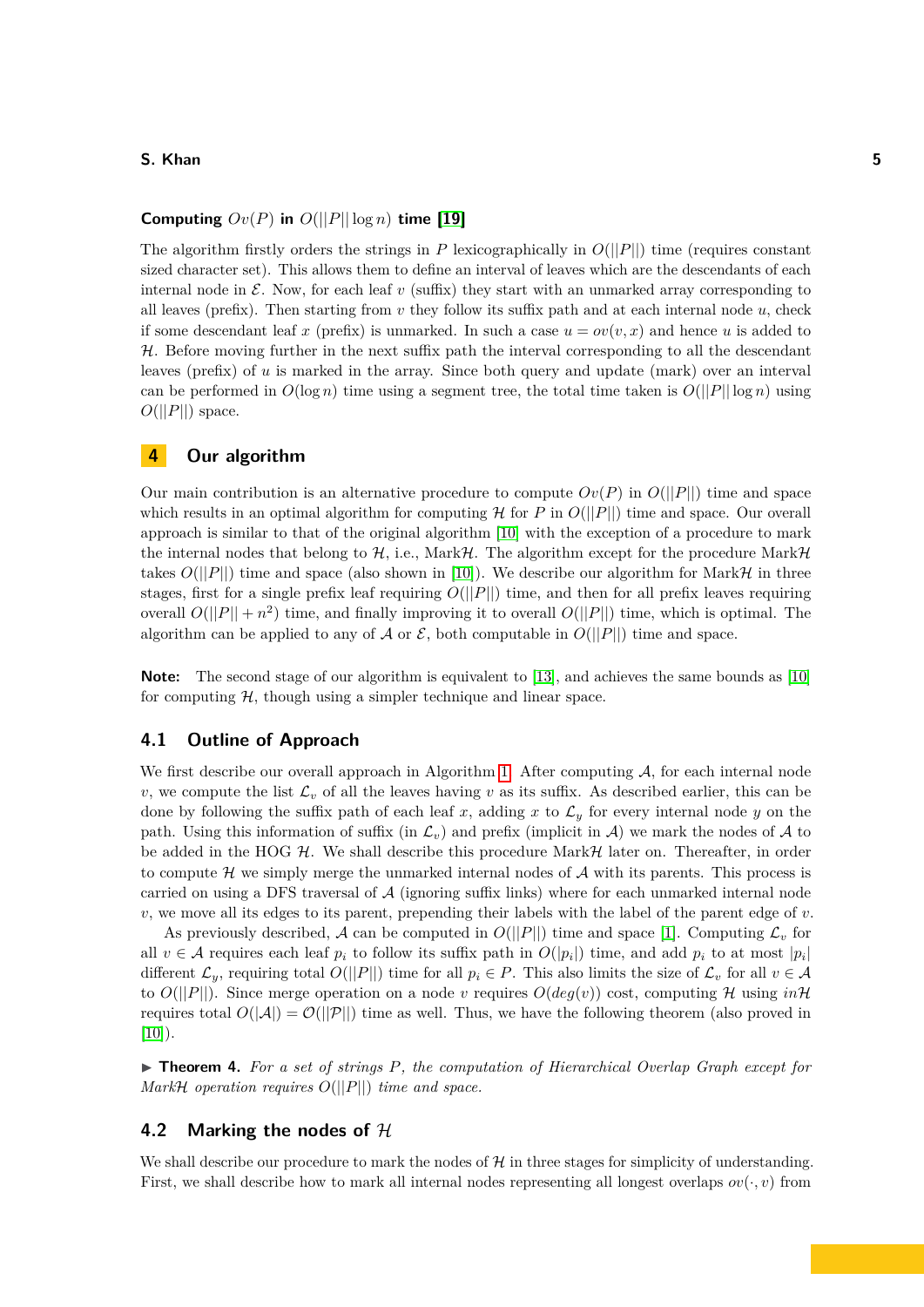**Computing $Ov(P)$ in $O(||P|| \log n)$ time [19]**

The algorithm firstly orders the strings in $P$ lexicographically in $O(||P||)$ time (requires constant sized character set). This allows them to define an interval of leaves which are the descendants of each internal node in $\mathcal{E}$. Now, for each leaf $v$ (suffix) they start with an unmarked array corresponding to all leaves (prefix). Then starting from $v$ they follow its suffix path and at each internal node $u$, check if some descendant leaf $x$ (prefix) is unmarked. In such a case $u = ov(v, x)$ and hence $u$ is added to $\mathcal{H}$. Before moving further in the next suffix path the interval corresponding to all the descendant leaves (prefix) of $u$ is marked in the array. Since both query and update (mark) over an interval can be performed in $O(\log n)$ time using a segment tree, the total time taken is $O(||P|| \log n)$ using $O(||P||)$ space.

## 4 Our algorithm

Our main contribution is an alternative procedure to compute $Ov(P)$ in $O(||P||)$ time and space which results in an optimal algorithm for computing $\mathcal{H}$ for $P$ in $O(||P||)$ time and space. Our overall approach is similar to that of the original algorithm [10] with the exception of a procedure to mark the internal nodes that belong to $\mathcal{H}$, i.e., Mark$\mathcal{H}$. The algorithm except for the procedure Mark$\mathcal{H}$ takes $O(||P||)$ time and space (also shown in [10]). We describe our algorithm for Mark$\mathcal{H}$ in three stages, first for a single prefix leaf requiring $O(||P||)$ time, and then for all prefix leaves requiring overall $O(||P|| + n^2)$ time, and finally improving it to overall $O(||P||)$ time, which is optimal. The algorithm can be applied to any of $\mathcal{A}$ or $\mathcal{E}$, both computable in $O(||P||)$ time and space.

**Note:** The second stage of our algorithm is equivalent to [13], and achieves the same bounds as [10] for computing $\mathcal{H}$, though using a simpler technique and linear space.

### 4.1 Outline of Approach

We first describe our overall approach in Algorithm 1. After computing $\mathcal{A}$, for each internal node $v$, we compute the list $\mathcal{L}_v$ of all the leaves having $v$ as its suffix. As described earlier, this can be done by following the suffix path of each leaf $x$, adding $x$ to $\mathcal{L}_y$ for every internal node $y$ on the path. Using this information of suffix (in $\mathcal{L}_v$) and prefix (implicit in $\mathcal{A}$) we mark the nodes of $\mathcal{A}$ to be added in the HOG $\mathcal{H}$. We shall describe this procedure Mark$\mathcal{H}$ later on. Thereafter, in order to compute $\mathcal{H}$ we simply merge the unmarked internal nodes of $\mathcal{A}$ with its parents. This process is carried on using a DFS traversal of $\mathcal{A}$ (ignoring suffix links) where for each unmarked internal node $v$, we move all its edges to its parent, prepending their labels with the label of the parent edge of $v$.

As previously described, $\mathcal{A}$ can be computed in $O(||P||)$ time and space [1]. Computing $\mathcal{L}_v$ for all $v \in \mathcal{A}$ requires each leaf $p_i$ to follow its suffix path in $O(|p_i|)$ time, and add $p_i$ to at most $|p_i|$ different $\mathcal{L}_y$, requiring total $O(||P||)$ time for all $p_i \in P$. This also limits the size of $\mathcal{L}_v$ for all $v \in \mathcal{A}$ to $O(||P||)$. Since merge operation on a node $v$ requires $O(deg(v))$ cost, computing $\mathcal{H}$ using $in\mathcal{H}$ requires total $O(|\mathcal{A}|) = \mathcal{O}(||\mathcal{P}||)$ time as well. Thus, we have the following theorem (also proved in [10]).

▶ **Theorem 4.** *For a set of strings $P$, the computation of Hierarchical Overlap Graph except for Mark$\mathcal{H}$ operation requires $O(||P||)$ time and space.*

### 4.2 Marking the nodes of $\mathcal{H}$

We shall describe our procedure to mark the nodes of $\mathcal{H}$ in three stages for simplicity of understanding. First, we shall describe how to mark all internal nodes representing all longest overlaps $ov(\cdot, v)$ from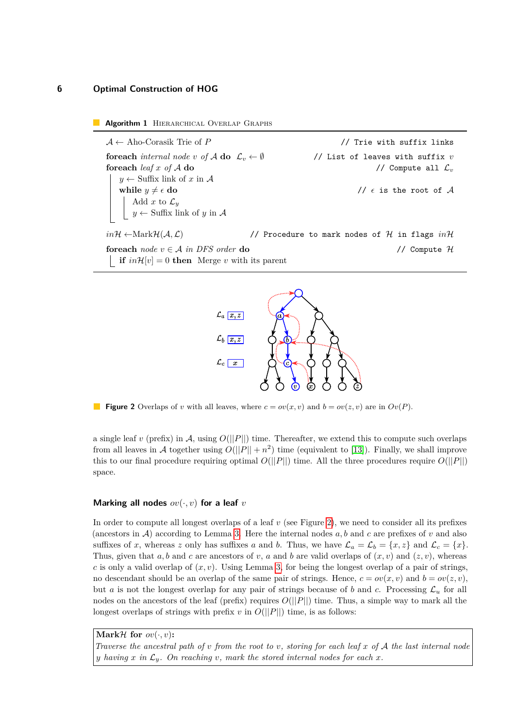**Algorithm 1** Hierarchical Overlap Graphs

```
A ← Aho-Corasik Trie of P                          // Trie with suffix links
foreach internal node v of A do  L_v ← ∅          // List of leaves with suffix v
foreach leaf x of A do                             // Compute all L_v
    y ← Suffix link of x in A
    while y ≠ ε do                                 // ε is the root of A
        Add x to L_y
        y ← Suffix link of y in A

inH ←MarkH(A, L)              // Procedure to mark nodes of H in flags inH

foreach node v ∈ A in DFS order do                 // Compute H
    if inH[v] = 0 then  Merge v with its parent
```

**Figure 2** Overlaps of $v$ with all leaves, where $c = ov(x, v)$ and $b = ov(z, v)$ are in $Ov(P)$.

a single leaf $v$ (prefix) in $\mathcal{A}$, using $O(||P||)$ time. Thereafter, we extend this to compute such overlaps from all leaves in $\mathcal{A}$ together using $O(||P|| + n^2)$ time (equivalent to [13]). Finally, we shall improve this to our final procedure requiring optimal $O(||P||)$ time. All the three procedures require $O(||P||)$ space.

### Marking all nodes $ov(\cdot, v)$ for a leaf $v$

In order to compute all longest overlaps of a leaf $v$ (see Figure 2), we need to consider all its prefixes (ancestors in $\mathcal{A}$) according to Lemma 3. Here the internal nodes $a, b$ and $c$ are prefixes of $v$ and also suffixes of $x$, whereas $z$ only has suffixes $a$ and $b$. Thus, we have $\mathcal{L}_a = \mathcal{L}_b = \{x, z\}$ and $\mathcal{L}_c = \{x\}$. Thus, given that $a, b$ and $c$ are ancestors of $v$, $a$ and $b$ are valid overlaps of $(x, v)$ and $(z, v)$, whereas $c$ is only a valid overlap of $(x, v)$. Using Lemma 3, for being the longest overlap of a pair of strings, no descendant should be an overlap of the same pair of strings. Hence, $c = ov(x, v)$ and $b = ov(z, v)$, but $a$ is not the longest overlap for any pair of strings because of $b$ and $c$. Processing $\mathcal{L}_u$ for all nodes on the ancestors of the leaf (prefix) requires $O(||P||)$ time. Thus, a simple way to mark all the longest overlaps of strings with prefix $v$ in $O(||P||)$ time, is as follows:

**Mark$\mathcal{H}$ for $ov(\cdot, v)$:**
*Traverse the ancestral path of $v$ from the root to $v$, storing for each leaf $x$ of $\mathcal{A}$ the last internal node $y$ having $x$ in $\mathcal{L}_y$. On reaching $v$, mark the stored internal nodes for each $x$.*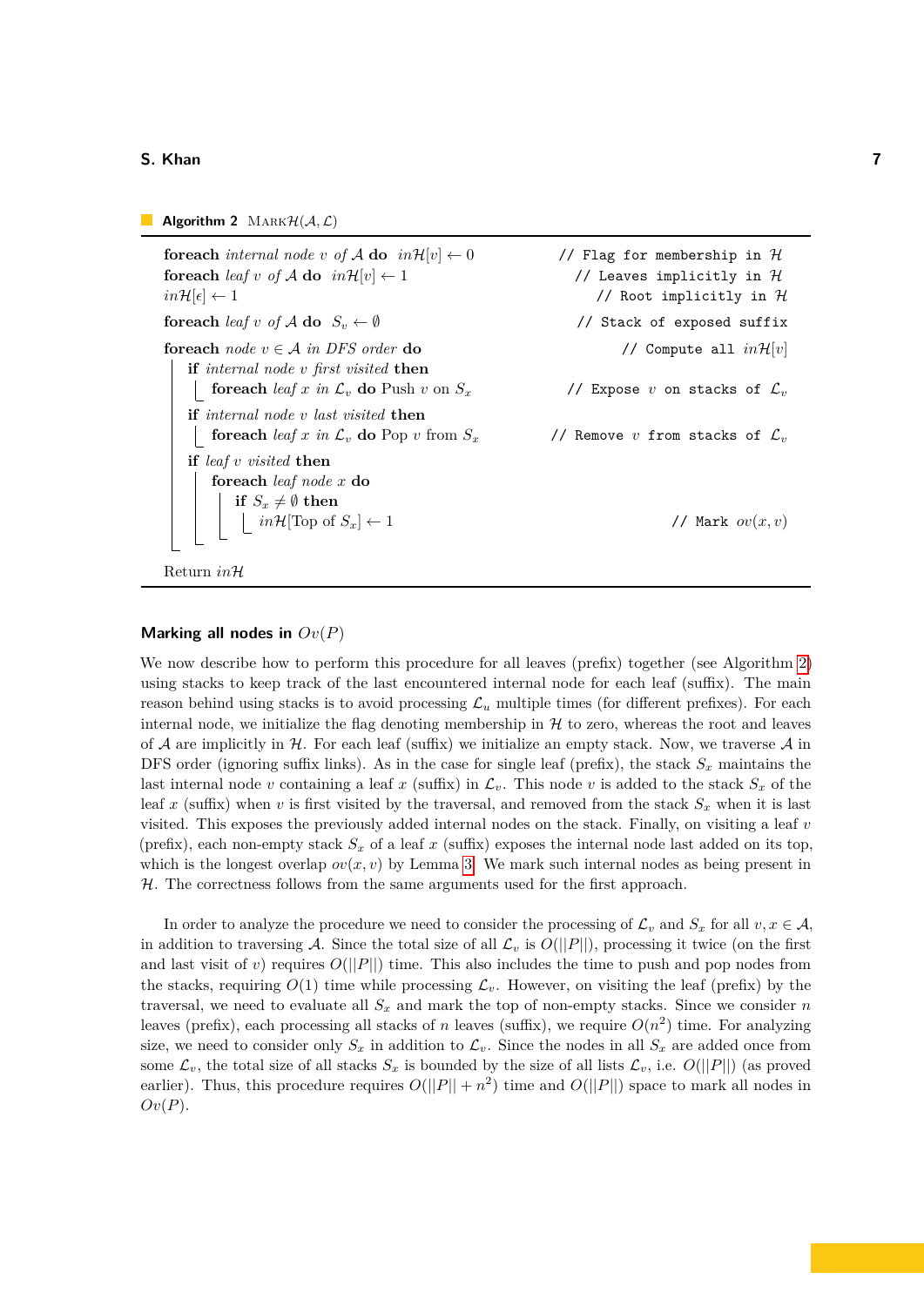**Algorithm 2** $\text{MARK}\mathcal{H}(\mathcal{A}, \mathcal{L})$

```
foreach internal node v of A do inH[v] ← 0                 // Flag for membership in H
foreach leaf v of A do inH[v] ← 1                            // Leaves implicitly in H
inH[ε] ← 1                                                    // Root implicitly in H
foreach leaf v of A do S_v ← ∅                               // Stack of exposed suffix
foreach node v ∈ A in DFS order do                            // Compute all inH[v]
    if internal node v first visited then
        foreach leaf x in L_v do Push v on S_x                // Expose v on stacks of L_v
    if internal node v last visited then
        foreach leaf x in L_v do Pop v from S_x               // Remove v from stacks of L_v
    if leaf v visited then
        foreach leaf node x do
            if S_x ≠ ∅ then
                inH[Top of S_x] ← 1                           // Mark ov(x, v)
Return inH
```

### Marking all nodes in $Ov(P)$

We now describe how to perform this procedure for all leaves (prefix) together (see Algorithm 2) using stacks to keep track of the last encountered internal node for each leaf (suffix). The main reason behind using stacks is to avoid processing $\mathcal{L}_u$ multiple times (for different prefixes). For each internal node, we initialize the flag denoting membership in $\mathcal{H}$ to zero, whereas the root and leaves of $\mathcal{A}$ are implicitly in $\mathcal{H}$. For each leaf (suffix) we initialize an empty stack. Now, we traverse $\mathcal{A}$ in DFS order (ignoring suffix links). As in the case for single leaf (prefix), the stack $S_x$ maintains the last internal node $v$ containing a leaf $x$ (suffix) in $\mathcal{L}_v$. This node $v$ is added to the stack $S_x$ of the leaf $x$ (suffix) when $v$ is first visited by the traversal, and removed from the stack $S_x$ when it is last visited. This exposes the previously added internal nodes on the stack. Finally, on visiting a leaf $v$ (prefix), each non-empty stack $S_x$ of a leaf $x$ (suffix) exposes the internal node last added on its top, which is the longest overlap $ov(x, v)$ by Lemma 3. We mark such internal nodes as being present in $\mathcal{H}$. The correctness follows from the same arguments used for the first approach.

In order to analyze the procedure we need to consider the processing of $\mathcal{L}_v$ and $S_x$ for all $v, x \in \mathcal{A}$, in addition to traversing $\mathcal{A}$. Since the total size of all $\mathcal{L}_v$ is $O(||P||)$, processing it twice (on the first and last visit of $v$) requires $O(||P||)$ time. This also includes the time to push and pop nodes from the stacks, requiring $O(1)$ time while processing $\mathcal{L}_v$. However, on visiting the leaf (prefix) by the traversal, we need to evaluate all $S_x$ and mark the top of non-empty stacks. Since we consider $n$ leaves (prefix), each processing all stacks of $n$ leaves (suffix), we require $O(n^2)$ time. For analyzing size, we need to consider only $S_x$ in addition to $\mathcal{L}_v$. Since the nodes in all $S_x$ are added once from some $\mathcal{L}_v$, the total size of all stacks $S_x$ is bounded by the size of all lists $\mathcal{L}_v$, i.e. $O(||P||)$ (as proved earlier). Thus, this procedure requires $O(||P|| + n^2)$ time and $O(||P||)$ space to mark all nodes in $Ov(P)$.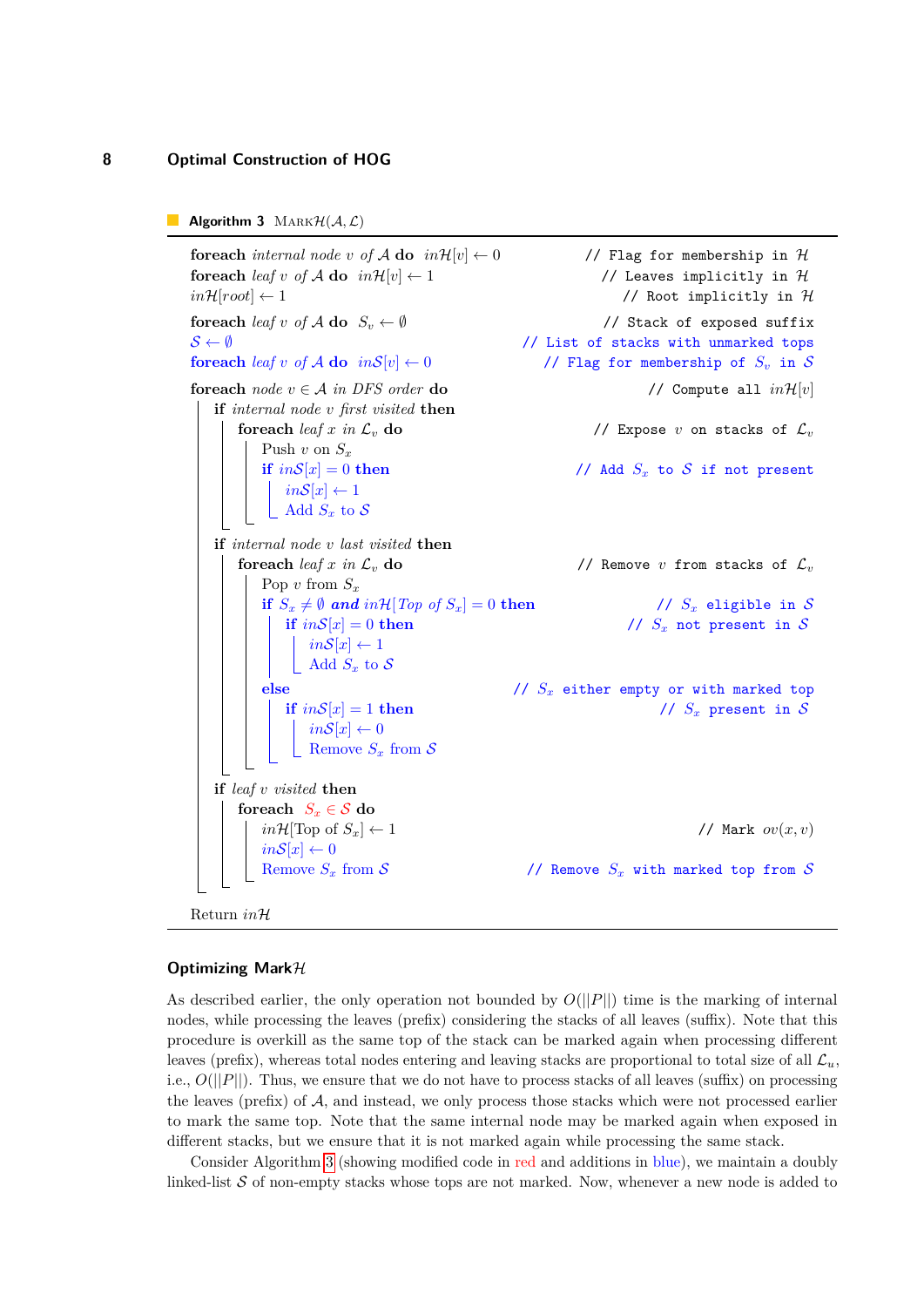**Algorithm 3** MARK$\mathcal{H}(\mathcal{A}, \mathcal{L})$

```
foreach internal node v of A do inH[v] ← 0                 // Flag for membership in H
foreach leaf v of A do inH[v] ← 1                           // Leaves implicitly in H
inH[root] ← 1                                               // Root implicitly in H
foreach leaf v of A do S_v ← ∅                              // Stack of exposed suffix
S ← ∅                                                       // List of stacks with unmarked tops
foreach leaf v of A do inS[v] ← 0                           // Flag for membership of S_v in S
foreach node v ∈ A in DFS order do                          // Compute all inH[v]
    if internal node v first visited then
        foreach leaf x in L_v do                            // Expose v on stacks of L_v
            Push v on S_x
            if inS[x] = 0 then                              // Add S_x to S if not present
                inS[x] ← 1
                Add S_x to S
    if internal node v last visited then
        foreach leaf x in L_v do                            // Remove v from stacks of L_v
            Pop v from S_x
            if S_x ≠ ∅ and inH[Top of S_x] = 0 then         // S_x eligible in S
                if inS[x] = 0 then                          // S_x not present in S
                    inS[x] ← 1
                    Add S_x to S
            else                                            // S_x either empty or with marked top
                if inS[x] = 1 then                          // S_x present in S
                    inS[x] ← 0
                    Remove S_x from S
    if leaf v visited then
        foreach S_x ∈ S do
            inH[Top of S_x] ← 1                             // Mark ov(x, v)
            inS[x] ← 0
            Remove S_x from S                               // Remove S_x with marked top from S
Return inH
```

### Optimizing Mark$\mathcal{H}$

As described earlier, the only operation not bounded by $O(||P||)$ time is the marking of internal nodes, while processing the leaves (prefix) considering the stacks of all leaves (suffix). Note that this procedure is overkill as the same top of the stack can be marked again when processing different leaves (prefix), whereas total nodes entering and leaving stacks are proportional to total size of all $\mathcal{L}_u$, i.e., $O(||P||)$. Thus, we ensure that we do not have to process stacks of all leaves (suffix) on processing the leaves (prefix) of $\mathcal{A}$, and instead, we only process those stacks which were not processed earlier to mark the same top. Note that the same internal node may be marked again when exposed in different stacks, but we ensure that it is not marked again while processing the same stack.

Consider Algorithm 3 (showing modified code in red and additions in blue), we maintain a doubly linked-list $\mathcal{S}$ of non-empty stacks whose tops are not marked. Now, whenever a new node is added to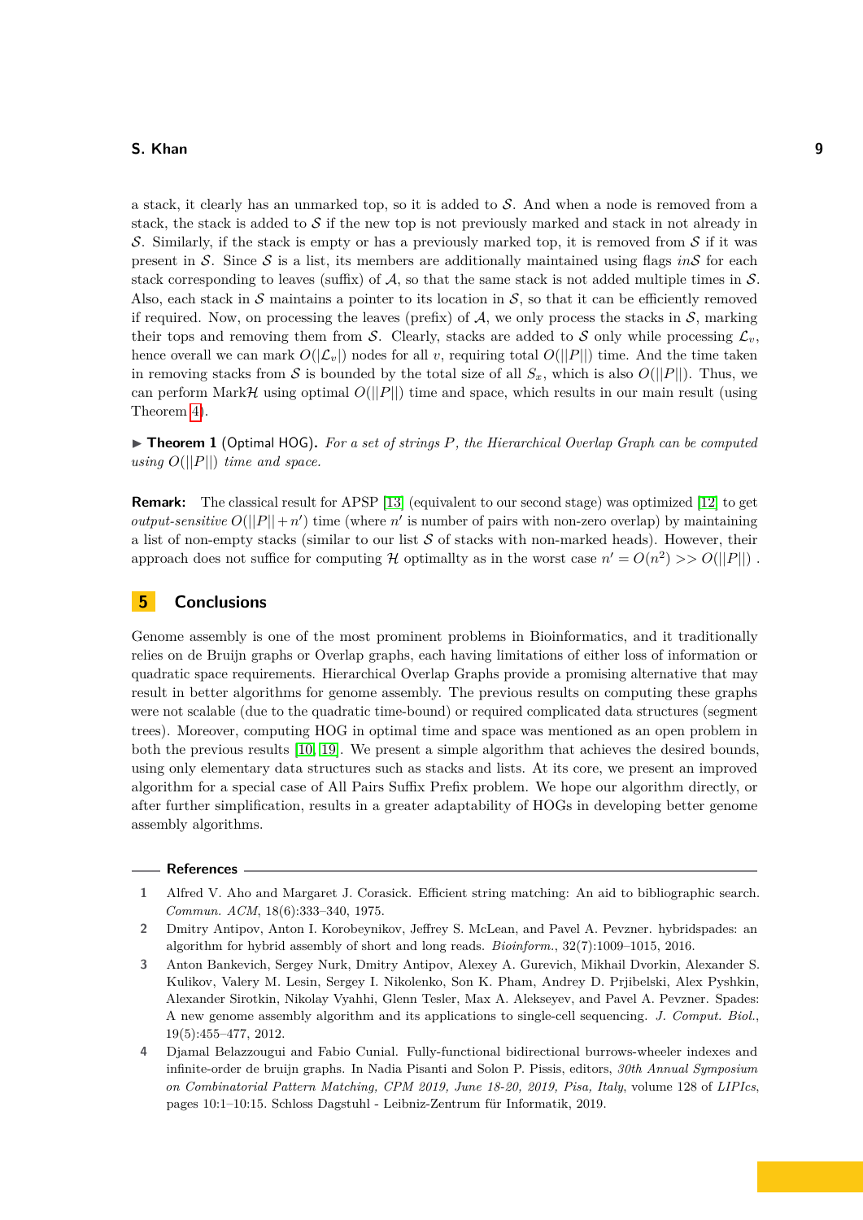a stack, it clearly has an unmarked top, so it is added to $\mathcal{S}$. And when a node is removed from a stack, the stack is added to $\mathcal{S}$ if the new top is not previously marked and stack in not already in $\mathcal{S}$. Similarly, if the stack is empty or has a previously marked top, it is removed from $\mathcal{S}$ if it was present in $\mathcal{S}$. Since $\mathcal{S}$ is a list, its members are additionally maintained using flags $in\mathcal{S}$ for each stack corresponding to leaves (suffix) of $\mathcal{A}$, so that the same stack is not added multiple times in $\mathcal{S}$. Also, each stack in $\mathcal{S}$ maintains a pointer to its location in $\mathcal{S}$, so that it can be efficiently removed if required. Now, on processing the leaves (prefix) of $\mathcal{A}$, we only process the stacks in $\mathcal{S}$, marking their tops and removing them from $\mathcal{S}$. Clearly, stacks are added to $\mathcal{S}$ only while processing $\mathcal{L}_v$, hence overall we can mark $O(|\mathcal{L}_v|)$ nodes for all $v$, requiring total $O(||P||)$ time. And the time taken in removing stacks from $\mathcal{S}$ is bounded by the total size of all $S_x$, which is also $O(||P||)$. Thus, we can perform Mark$\mathcal{H}$ using optimal $O(||P||)$ time and space, which results in our main result (using Theorem 4).

▶ **Theorem 1** (Optimal HOG). *For a set of strings $P$, the Hierarchical Overlap Graph can be computed using $O(||P||)$ time and space.*

**Remark:** The classical result for APSP [13] (equivalent to our second stage) was optimized [12] to get *output-sensitive* $O(||P|| + n')$ time (where $n'$ is number of pairs with non-zero overlap) by maintaining a list of non-empty stacks (similar to our list $\mathcal{S}$ of stacks with non-marked heads). However, their approach does not suffice for computing $\mathcal{H}$ optimallty as in the worst case $n' = O(n^2) >> O(||P||)$ .

## 5 Conclusions

Genome assembly is one of the most prominent problems in Bioinformatics, and it traditionally relies on de Bruijn graphs or Overlap graphs, each having limitations of either loss of information or quadratic space requirements. Hierarchical Overlap Graphs provide a promising alternative that may result in better algorithms for genome assembly. The previous results on computing these graphs were not scalable (due to the quadratic time-bound) or required complicated data structures (segment trees). Moreover, computing HOG in optimal time and space was mentioned as an open problem in both the previous results [10, 19]. We present a simple algorithm that achieves the desired bounds, using only elementary data structures such as stacks and lists. At its core, we present an improved algorithm for a special case of All Pairs Suffix Prefix problem. We hope our algorithm directly, or after further simplification, results in a greater adaptability of HOGs in developing better genome assembly algorithms.

## References

1. Alfred V. Aho and Margaret J. Corasick. Efficient string matching: An aid to bibliographic search. *Commun. ACM*, 18(6):333–340, 1975.
2. Dmitry Antipov, Anton I. Korobeynikov, Jeffrey S. McLean, and Pavel A. Pevzner. hybridspades: an algorithm for hybrid assembly of short and long reads. *Bioinform.*, 32(7):1009–1015, 2016.
3. Anton Bankevich, Sergey Nurk, Dmitry Antipov, Alexey A. Gurevich, Mikhail Dvorkin, Alexander S. Kulikov, Valery M. Lesin, Sergey I. Nikolenko, Son K. Pham, Andrey D. Prjibelski, Alex Pyshkin, Alexander Sirotkin, Nikolay Vyahhi, Glenn Tesler, Max A. Alekseyev, and Pavel A. Pevzner. Spades: A new genome assembly algorithm and its applications to single-cell sequencing. *J. Comput. Biol.*, 19(5):455–477, 2012.
4. Djamal Belazzougui and Fabio Cunial. Fully-functional bidirectional burrows-wheeler indexes and infinite-order de bruijn graphs. In Nadia Pisanti and Solon P. Pissis, editors, *30th Annual Symposium on Combinatorial Pattern Matching, CPM 2019, June 18-20, 2019, Pisa, Italy*, volume 128 of *LIPIcs*, pages 10:1–10:15. Schloss Dagstuhl - Leibniz-Zentrum für Informatik, 2019.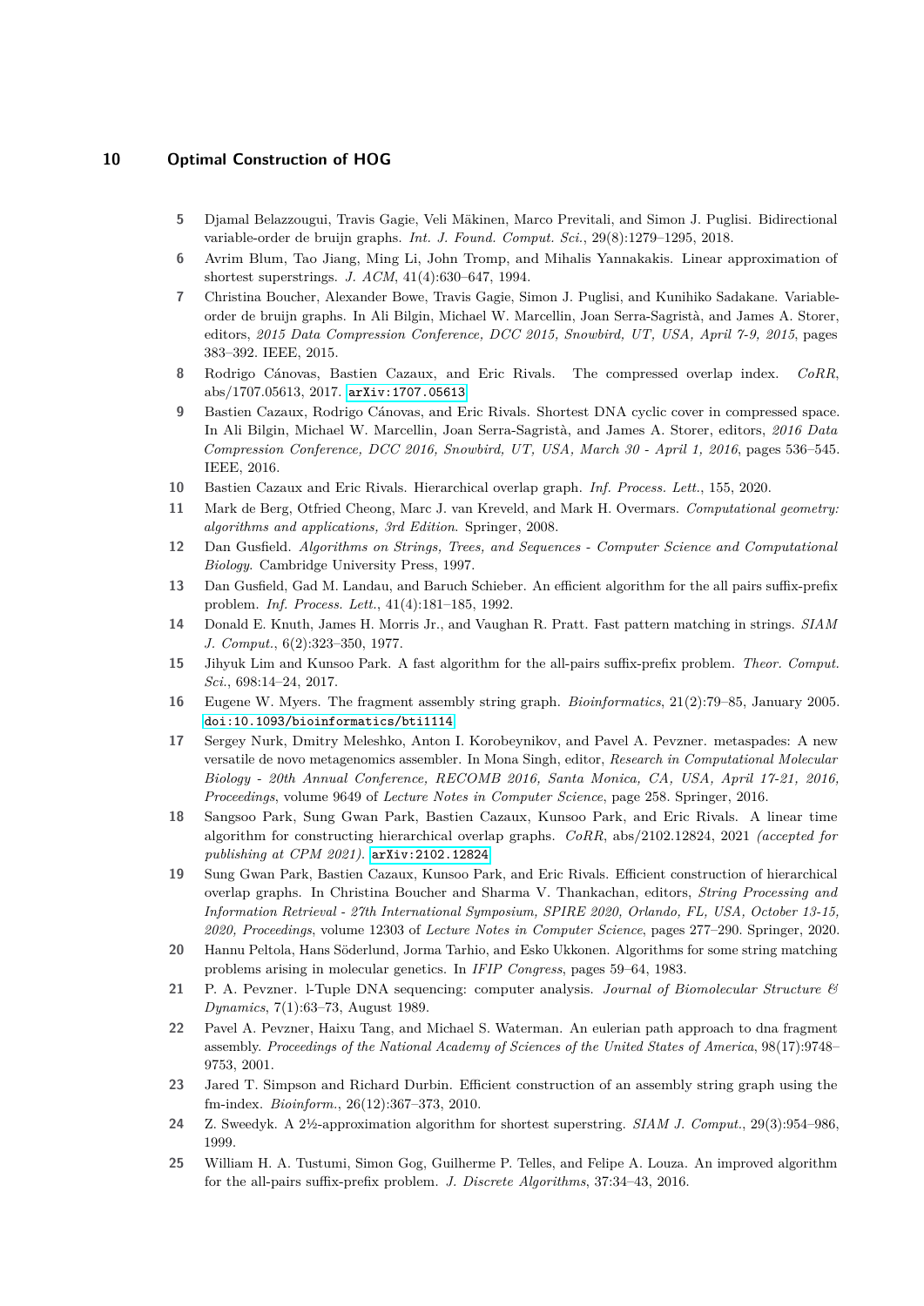5. Djamal Belazzougui, Travis Gagie, Veli Mäkinen, Marco Previtali, and Simon J. Puglisi. Bidirectional variable-order de bruijn graphs. *Int. J. Found. Comput. Sci.*, 29(8):1279–1295, 2018.
6. Avrim Blum, Tao Jiang, Ming Li, John Tromp, and Mihalis Yannakakis. Linear approximation of shortest superstrings. *J. ACM*, 41(4):630–647, 1994.
7. Christina Boucher, Alexander Bowe, Travis Gagie, Simon J. Puglisi, and Kunihiko Sadakane. Variable-order de bruijn graphs. In Ali Bilgin, Michael W. Marcellin, Joan Serra-Sagristà, and James A. Storer, editors, *2015 Data Compression Conference, DCC 2015, Snowbird, UT, USA, April 7-9, 2015*, pages 383–392. IEEE, 2015.
8. Rodrigo Cánovas, Bastien Cazaux, and Eric Rivals. The compressed overlap index. *CoRR*, abs/1707.05613, 2017. arXiv:1707.05613.
9. Bastien Cazaux, Rodrigo Cánovas, and Eric Rivals. Shortest DNA cyclic cover in compressed space. In Ali Bilgin, Michael W. Marcellin, Joan Serra-Sagristà, and James A. Storer, editors, *2016 Data Compression Conference, DCC 2016, Snowbird, UT, USA, March 30 - April 1, 2016*, pages 536–545. IEEE, 2016.
10. Bastien Cazaux and Eric Rivals. Hierarchical overlap graph. *Inf. Process. Lett.*, 155, 2020.
11. Mark de Berg, Otfried Cheong, Marc J. van Kreveld, and Mark H. Overmars. *Computational geometry: algorithms and applications, 3rd Edition*. Springer, 2008.
12. Dan Gusfield. *Algorithms on Strings, Trees, and Sequences - Computer Science and Computational Biology*. Cambridge University Press, 1997.
13. Dan Gusfield, Gad M. Landau, and Baruch Schieber. An efficient algorithm for the all pairs suffix-prefix problem. *Inf. Process. Lett.*, 41(4):181–185, 1992.
14. Donald E. Knuth, James H. Morris Jr., and Vaughan R. Pratt. Fast pattern matching in strings. *SIAM J. Comput.*, 6(2):323–350, 1977.
15. Jihyuk Lim and Kunsoo Park. A fast algorithm for the all-pairs suffix-prefix problem. *Theor. Comput. Sci.*, 698:14–24, 2017.
16. Eugene W. Myers. The fragment assembly string graph. *Bioinformatics*, 21(2):79–85, January 2005. doi:10.1093/bioinformatics/bti1114.
17. Sergey Nurk, Dmitry Meleshko, Anton I. Korobeynikov, and Pavel A. Pevzner. metaspades: A new versatile de novo metagenomics assembler. In Mona Singh, editor, *Research in Computational Molecular Biology - 20th Annual Conference, RECOMB 2016, Santa Monica, CA, USA, April 17-21, 2016, Proceedings*, volume 9649 of *Lecture Notes in Computer Science*, page 258. Springer, 2016.
18. Sangsoo Park, Sung Gwan Park, Bastien Cazaux, Kunsoo Park, and Eric Rivals. A linear time algorithm for constructing hierarchical overlap graphs. *CoRR*, abs/2102.12824, 2021 *(accepted for publishing at CPM 2021)*. arXiv:2102.12824.
19. Sung Gwan Park, Bastien Cazaux, Kunsoo Park, and Eric Rivals. Efficient construction of hierarchical overlap graphs. In Christina Boucher and Sharma V. Thankachan, editors, *String Processing and Information Retrieval - 27th International Symposium, SPIRE 2020, Orlando, FL, USA, October 13-15, 2020, Proceedings*, volume 12303 of *Lecture Notes in Computer Science*, pages 277–290. Springer, 2020.
20. Hannu Peltola, Hans Söderlund, Jorma Tarhio, and Esko Ukkonen. Algorithms for some string matching problems arising in molecular genetics. In *IFIP Congress*, pages 59–64, 1983.
21. P. A. Pevzner. l-Tuple DNA sequencing: computer analysis. *Journal of Biomolecular Structure & Dynamics*, 7(1):63–73, August 1989.
22. Pavel A. Pevzner, Haixu Tang, and Michael S. Waterman. An eulerian path approach to dna fragment assembly. *Proceedings of the National Academy of Sciences of the United States of America*, 98(17):9748–9753, 2001.
23. Jared T. Simpson and Richard Durbin. Efficient construction of an assembly string graph using the fm-index. *Bioinform.*, 26(12):367–373, 2010.
24. Z. Sweedyk. A 2½-approximation algorithm for shortest superstring. *SIAM J. Comput.*, 29(3):954–986, 1999.
25. William H. A. Tustumi, Simon Gog, Guilherme P. Telles, and Felipe A. Louza. An improved algorithm for the all-pairs suffix-prefix problem. *J. Discrete Algorithms*, 37:34–43, 2016.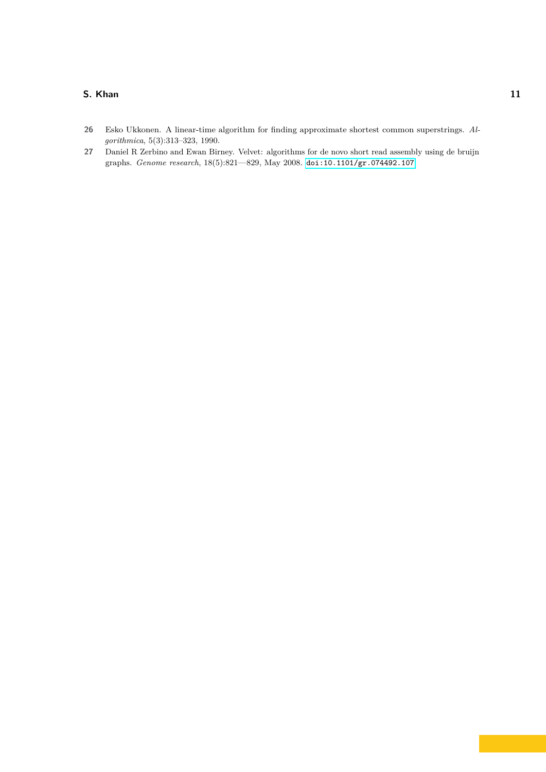26 Esko Ukkonen. A linear-time algorithm for finding approximate shortest common superstrings. *Algorithmica*, 5(3):313–323, 1990.

27 Daniel R Zerbino and Ewan Birney. Velvet: algorithms for de novo short read assembly using de bruijn graphs. *Genome research*, 18(5):821—829, May 2008. doi:10.1101/gr.074492.107